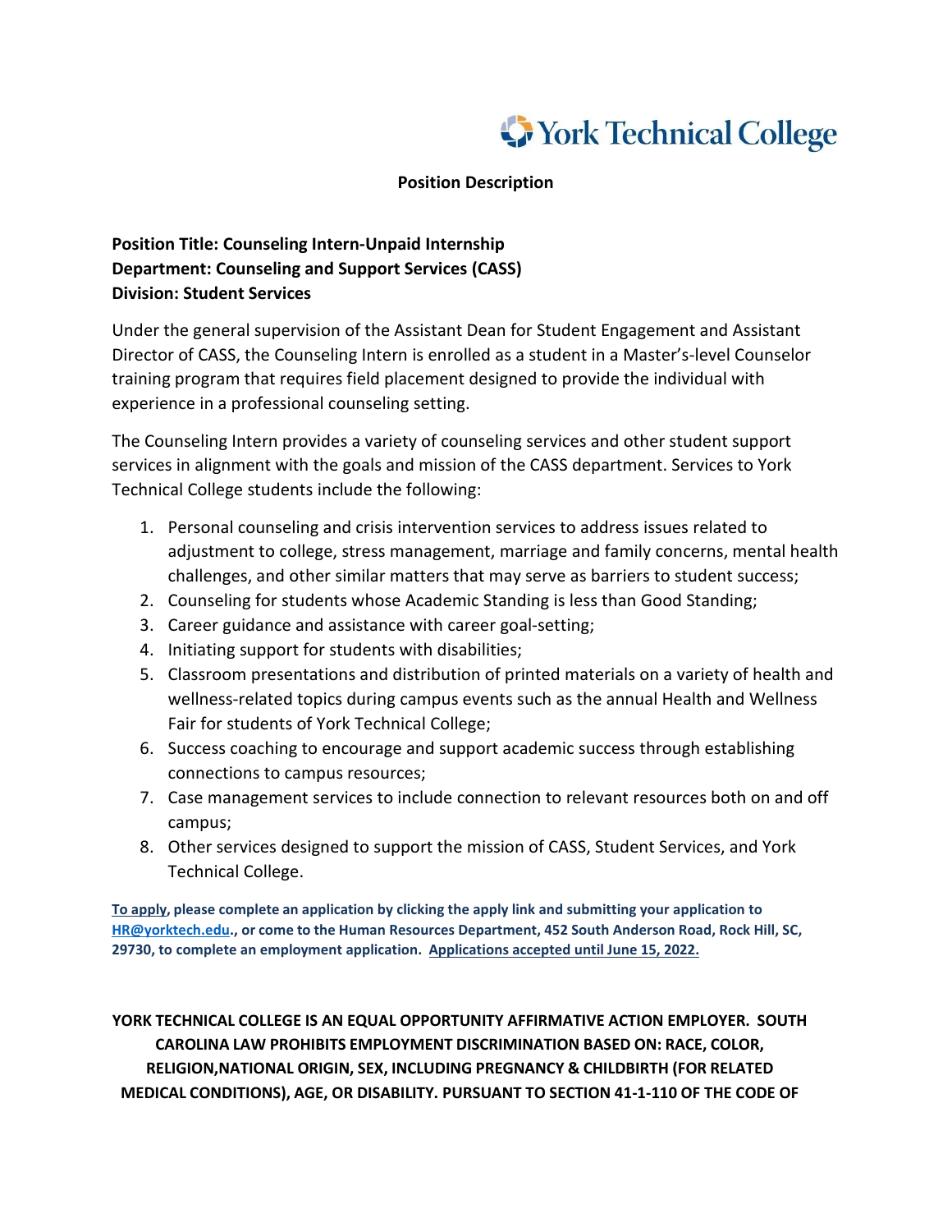York Technical College

**Position Description**

**Position Title: Counseling Intern-Unpaid Internship**
**Department: Counseling and Support Services (CASS)**
**Division: Student Services**

Under the general supervision of the Assistant Dean for Student Engagement and Assistant Director of CASS, the Counseling Intern is enrolled as a student in a Master's-level Counselor training program that requires field placement designed to provide the individual with experience in a professional counseling setting.

The Counseling Intern provides a variety of counseling services and other student support services in alignment with the goals and mission of the CASS department. Services to York Technical College students include the following:

1. Personal counseling and crisis intervention services to address issues related to adjustment to college, stress management, marriage and family concerns, mental health challenges, and other similar matters that may serve as barriers to student success;
2. Counseling for students whose Academic Standing is less than Good Standing;
3. Career guidance and assistance with career goal-setting;
4. Initiating support for students with disabilities;
5. Classroom presentations and distribution of printed materials on a variety of health and wellness-related topics during campus events such as the annual Health and Wellness Fair for students of York Technical College;
6. Success coaching to encourage and support academic success through establishing connections to campus resources;
7. Case management services to include connection to relevant resources both on and off campus;
8. Other services designed to support the mission of CASS, Student Services, and York Technical College.

**To apply, please complete an application by clicking the apply link and submitting your application to HR@yorktech.edu., or come to the Human Resources Department, 452 South Anderson Road, Rock Hill, SC, 29730, to complete an employment application. Applications accepted until June 15, 2022.**

**YORK TECHNICAL COLLEGE IS AN EQUAL OPPORTUNITY AFFIRMATIVE ACTION EMPLOYER. SOUTH CAROLINA LAW PROHIBITS EMPLOYMENT DISCRIMINATION BASED ON: RACE, COLOR, RELIGION,NATIONAL ORIGIN, SEX, INCLUDING PREGNANCY & CHILDBIRTH (FOR RELATED MEDICAL CONDITIONS), AGE, OR DISABILITY. PURSUANT TO SECTION 41-1-110 OF THE CODE OF**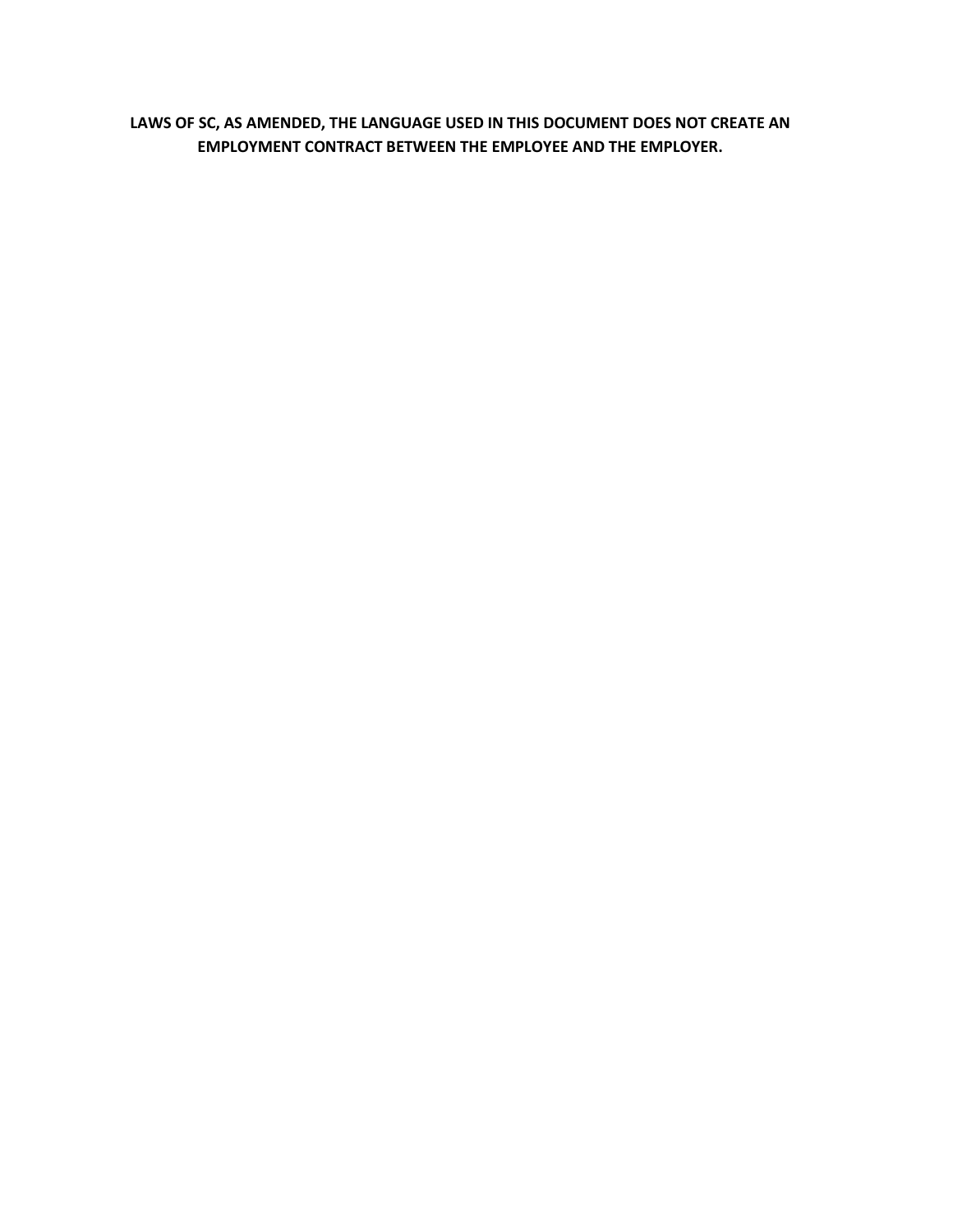**LAWS OF SC, AS AMENDED, THE LANGUAGE USED IN THIS DOCUMENT DOES NOT CREATE AN EMPLOYMENT CONTRACT BETWEEN THE EMPLOYEE AND THE EMPLOYER.**